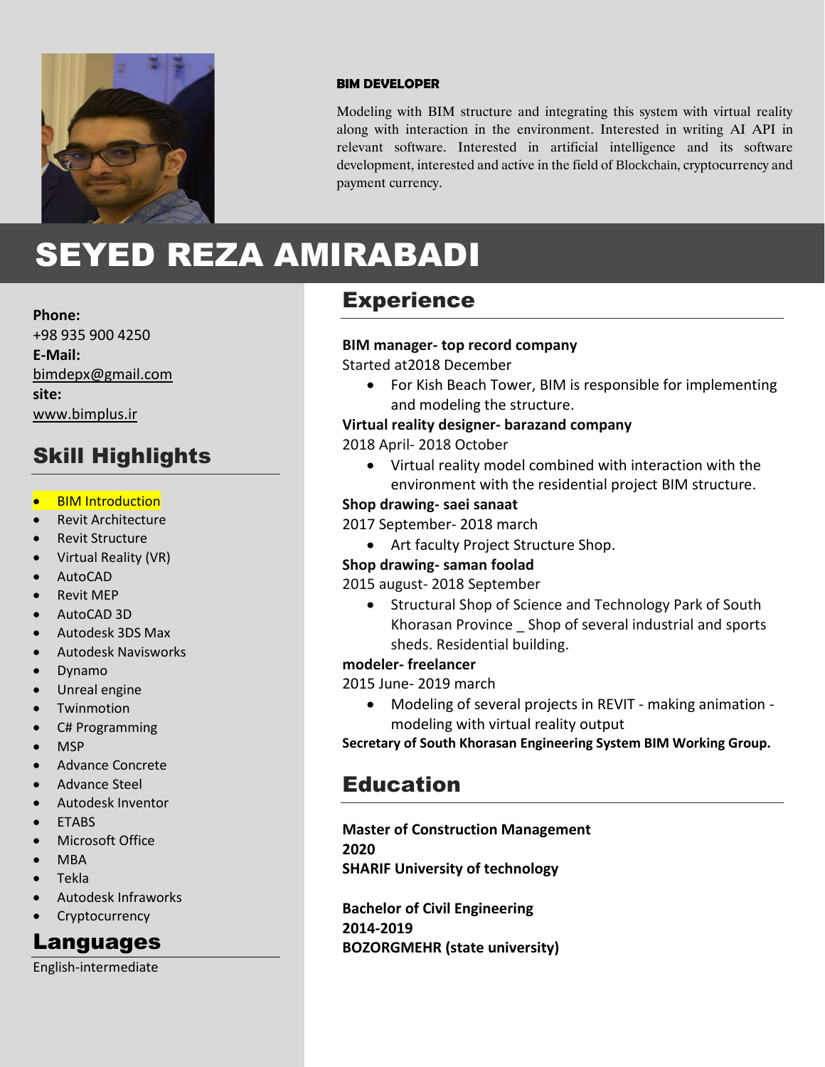**BIM DEVELOPER**

Modeling with BIM structure and integrating this system with virtual reality along with interaction in the environment. Interested in writing AI API in relevant software. Interested in artificial intelligence and its software development, interested and active in the field of Blockchain, cryptocurrency and payment currency.

# SEYED REZA AMIRABADI

**Phone:**
+98 935 900 4250
**E-Mail:**
bimdepx@gmail.com
**site:**
www.bimplus.ir

## Skill Highlights

- BIM Introduction
- Revit Architecture
- Revit Structure
- Virtual Reality (VR)
- AutoCAD
- Revit MEP
- AutoCAD 3D
- Autodesk 3DS Max
- Autodesk Navisworks
- Dynamo
- Unreal engine
- Twinmotion
- C# Programming
- MSP
- Advance Concrete
- Advance Steel
- Autodesk Inventor
- ETABS
- Microsoft Office
- MBA
- Tekla
- Autodesk Infraworks
- Cryptocurrency

## Languages

English-intermediate

## Experience

**BIM manager- top record company**
Started at2018 December

- For Kish Beach Tower, BIM is responsible for implementing and modeling the structure.

**Virtual reality designer- barazand company**
2018 April- 2018 October

- Virtual reality model combined with interaction with the environment with the residential project BIM structure.

**Shop drawing- saei sanaat**
2017 September- 2018 march

- Art faculty Project Structure Shop.

**Shop drawing- saman foolad**
2015 august- 2018 September

- Structural Shop of Science and Technology Park of South Khorasan Province _ Shop of several industrial and sports sheds. Residential building.

**modeler- freelancer**
2015 June- 2019 march

- Modeling of several projects in REVIT - making animation - modeling with virtual reality output

**Secretary of South Khorasan Engineering System BIM Working Group.**

## Education

**Master of Construction Management**
**2020**
**SHARIF University of technology**

**Bachelor of Civil Engineering**
**2014-2019**
**BOZORGMEHR (state university)**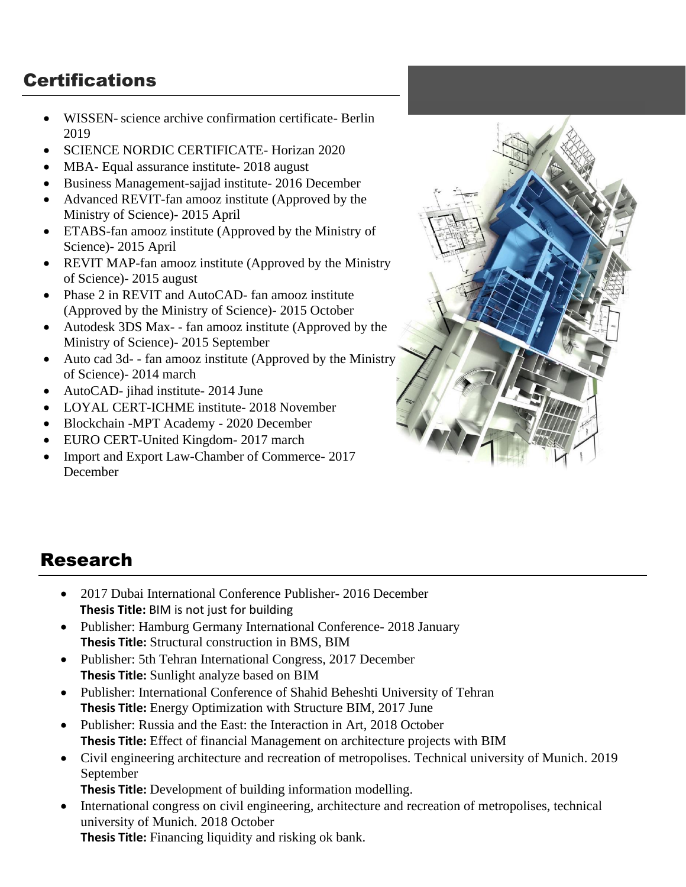## Certifications

- WISSEN- science archive confirmation certificate- Berlin 2019
- SCIENCE NORDIC CERTIFICATE- Horizan 2020
- MBA- Equal assurance institute- 2018 august
- Business Management-sajjad institute- 2016 December
- Advanced REVIT-fan amooz institute (Approved by the Ministry of Science)- 2015 April
- ETABS-fan amooz institute (Approved by the Ministry of Science)- 2015 April
- REVIT MAP-fan amooz institute (Approved by the Ministry of Science)- 2015 august
- Phase 2 in REVIT and AutoCAD- fan amooz institute (Approved by the Ministry of Science)- 2015 October
- Autodesk 3DS Max- - fan amooz institute (Approved by the Ministry of Science)- 2015 September
- Auto cad 3d- - fan amooz institute (Approved by the Ministry of Science)- 2014 march
- AutoCAD- jihad institute- 2014 June
- LOYAL CERT-ICHME institute- 2018 November
- Blockchain -MPT Academy - 2020 December
- EURO CERT-United Kingdom- 2017 march
- Import and Export Law-Chamber of Commerce- 2017 December

## Research

- 2017 Dubai International Conference Publisher- 2016 December
  **Thesis Title:** BIM is not just for building
- Publisher: Hamburg Germany International Conference- 2018 January
  **Thesis Title:** Structural construction in BMS, BIM
- Publisher: 5th Tehran International Congress, 2017 December
  **Thesis Title:** Sunlight analyze based on BIM
- Publisher: International Conference of Shahid Beheshti University of Tehran
  **Thesis Title:** Energy Optimization with Structure BIM, 2017 June
- Publisher: Russia and the East: the Interaction in Art, 2018 October
  **Thesis Title:** Effect of financial Management on architecture projects with BIM
- Civil engineering architecture and recreation of metropolises. Technical university of Munich. 2019 September
  **Thesis Title:** Development of building information modelling.
- International congress on civil engineering, architecture and recreation of metropolises, technical university of Munich. 2018 October
  **Thesis Title:** Financing liquidity and risking ok bank.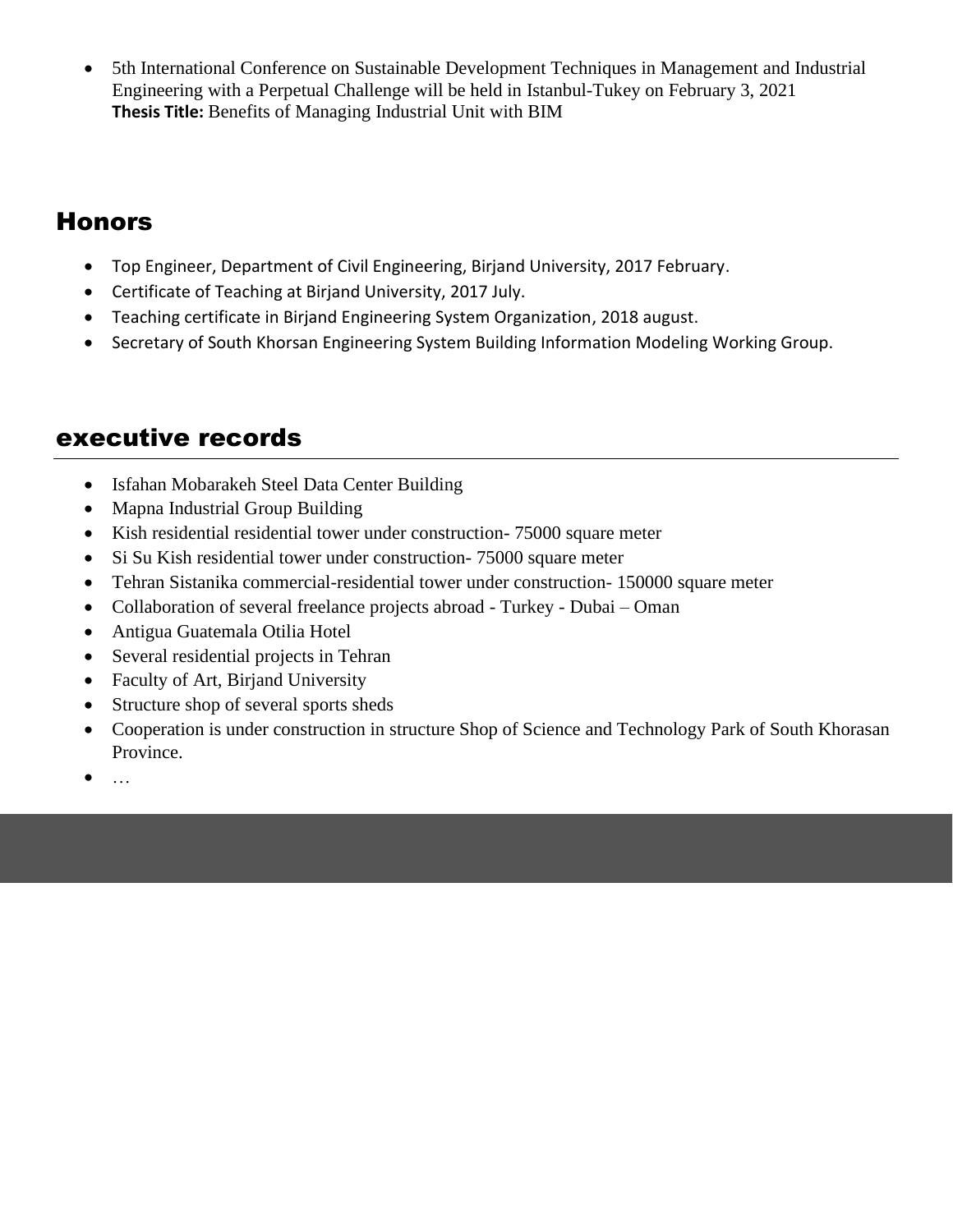- 5th International Conference on Sustainable Development Techniques in Management and Industrial Engineering with a Perpetual Challenge will be held in Istanbul-Tukey on February 3, 2021
  **Thesis Title:** Benefits of Managing Industrial Unit with BIM

## Honors

- Top Engineer, Department of Civil Engineering, Birjand University, 2017 February.
- Certificate of Teaching at Birjand University, 2017 July.
- Teaching certificate in Birjand Engineering System Organization, 2018 august.
- Secretary of South Khorsan Engineering System Building Information Modeling Working Group.

## executive records

- Isfahan Mobarakeh Steel Data Center Building
- Mapna Industrial Group Building
- Kish residential residential tower under construction- 75000 square meter
- Si Su Kish residential tower under construction- 75000 square meter
- Tehran Sistanika commercial-residential tower under construction- 150000 square meter
- Collaboration of several freelance projects abroad - Turkey - Dubai – Oman
- Antigua Guatemala Otilia Hotel
- Several residential projects in Tehran
- Faculty of Art, Birjand University
- Structure shop of several sports sheds
- Cooperation is under construction in structure Shop of Science and Technology Park of South Khorasan Province.
- …